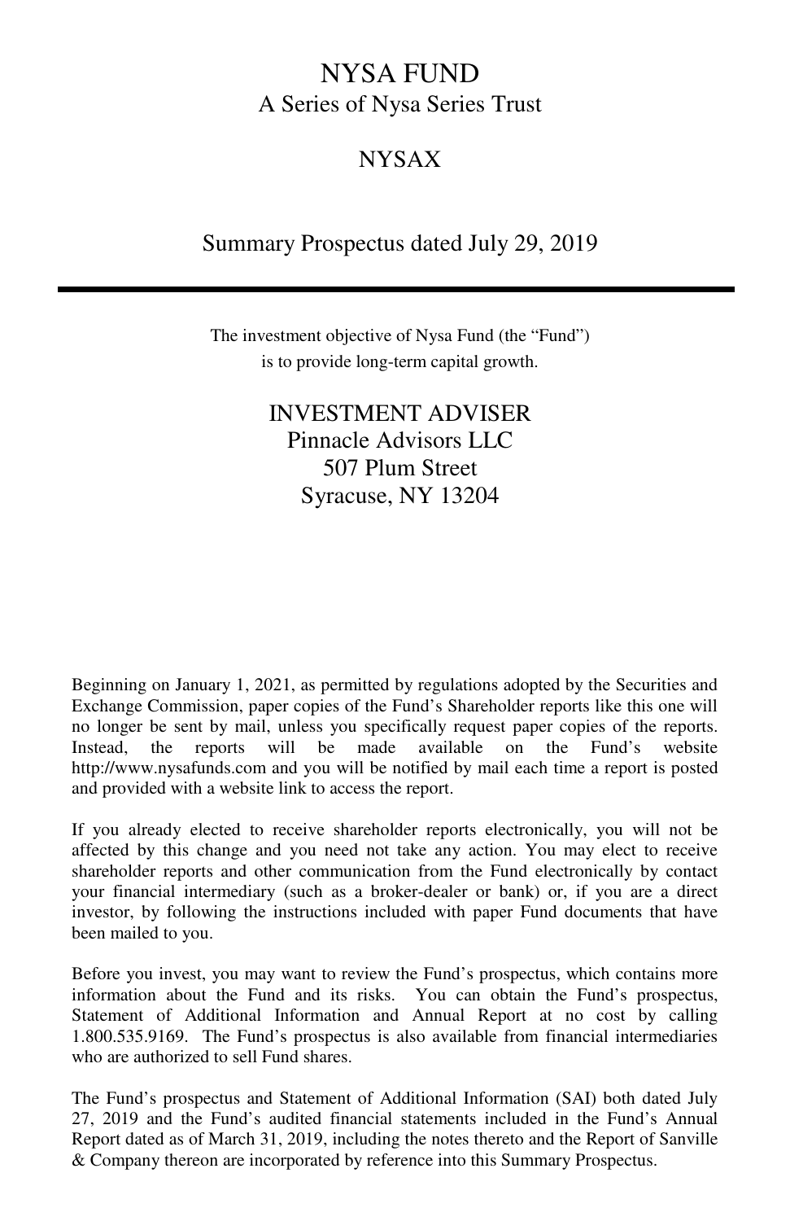# NYSA FUND

A Series of Nysa Series Trust

NYSAX

Summary Prospectus dated July 29, 2019

---

The investment objective of Nysa Fund (the "Fund") is to provide long-term capital growth.

## INVESTMENT ADVISER

Pinnacle Advisors LLC
507 Plum Street
Syracuse, NY 13204

Beginning on January 1, 2021, as permitted by regulations adopted by the Securities and Exchange Commission, paper copies of the Fund's Shareholder reports like this one will no longer be sent by mail, unless you specifically request paper copies of the reports. Instead, the reports will be made available on the Fund's website http://www.nysafunds.com and you will be notified by mail each time a report is posted and provided with a website link to access the report.

If you already elected to receive shareholder reports electronically, you will not be affected by this change and you need not take any action. You may elect to receive shareholder reports and other communication from the Fund electronically by contact your financial intermediary (such as a broker-dealer or bank) or, if you are a direct investor, by following the instructions included with paper Fund documents that have been mailed to you.

Before you invest, you may want to review the Fund's prospectus, which contains more information about the Fund and its risks. You can obtain the Fund's prospectus, Statement of Additional Information and Annual Report at no cost by calling 1.800.535.9169. The Fund's prospectus is also available from financial intermediaries who are authorized to sell Fund shares.

The Fund's prospectus and Statement of Additional Information (SAI) both dated July 27, 2019 and the Fund's audited financial statements included in the Fund's Annual Report dated as of March 31, 2019, including the notes thereto and the Report of Sanville & Company thereon are incorporated by reference into this Summary Prospectus.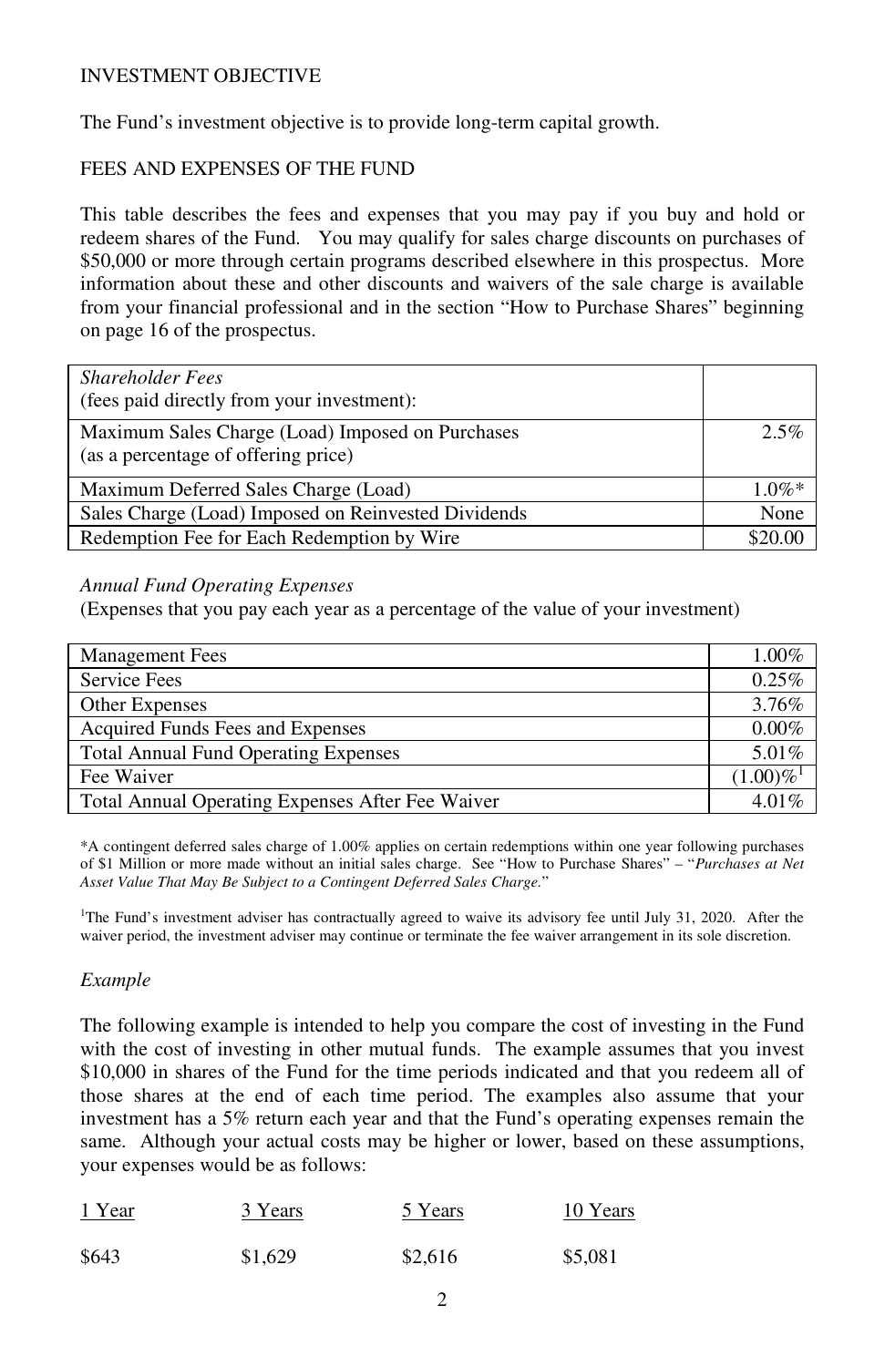## INVESTMENT OBJECTIVE

The Fund's investment objective is to provide long-term capital growth.

## FEES AND EXPENSES OF THE FUND

This table describes the fees and expenses that you may pay if you buy and hold or redeem shares of the Fund. You may qualify for sales charge discounts on purchases of $50,000 or more through certain programs described elsewhere in this prospectus. More information about these and other discounts and waivers of the sale charge is available from your financial professional and in the section "How to Purchase Shares" beginning on page 16 of the prospectus.

| *Shareholder Fees* (fees paid directly from your investment): | |
|---|---|
| Maximum Sales Charge (Load) Imposed on Purchases (as a percentage of offering price) | 2.5% |
| Maximum Deferred Sales Charge (Load) | 1.0%* |
| Sales Charge (Load) Imposed on Reinvested Dividends | None |
| Redemption Fee for Each Redemption by Wire | $20.00 |

*Annual Fund Operating Expenses*
(Expenses that you pay each year as a percentage of the value of your investment)

| | |
|---|---|
| Management Fees | 1.00% |
| Service Fees | 0.25% |
| Other Expenses | 3.76% |
| Acquired Funds Fees and Expenses | 0.00% |
| Total Annual Fund Operating Expenses | 5.01% |
| Fee Waiver | (1.00)%[1] |
| Total Annual Operating Expenses After Fee Waiver | 4.01% |

*A contingent deferred sales charge of 1.00% applies on certain redemptions within one year following purchases of $1 Million or more made without an initial sales charge. See "How to Purchase Shares" – "*Purchases at Net Asset Value That May Be Subject to a Contingent Deferred Sales Charge*."

[1]The Fund's investment adviser has contractually agreed to waive its advisory fee until July 31, 2020. After the waiver period, the investment adviser may continue or terminate the fee waiver arrangement in its sole discretion.

*Example*

The following example is intended to help you compare the cost of investing in the Fund with the cost of investing in other mutual funds. The example assumes that you invest $10,000 in shares of the Fund for the time periods indicated and that you redeem all of those shares at the end of each time period. The examples also assume that your investment has a 5% return each year and that the Fund's operating expenses remain the same. Although your actual costs may be higher or lower, based on these assumptions, your expenses would be as follows:

| 1 Year | 3 Years | 5 Years | 10 Years |
|---|---|---|---|
| $643 | $1,629 | $2,616 | $5,081 |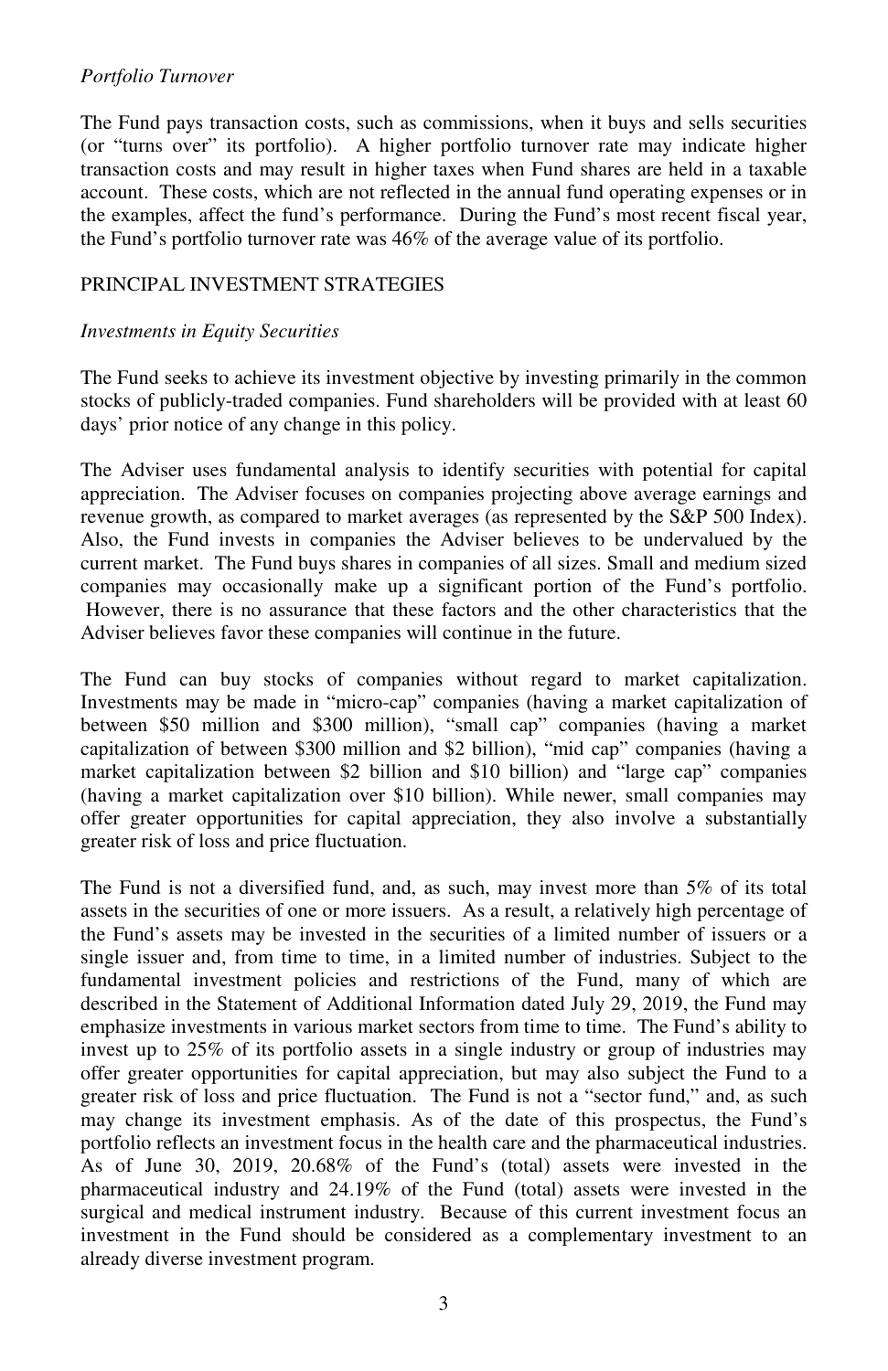*Portfolio Turnover*

The Fund pays transaction costs, such as commissions, when it buys and sells securities (or "turns over" its portfolio). A higher portfolio turnover rate may indicate higher transaction costs and may result in higher taxes when Fund shares are held in a taxable account. These costs, which are not reflected in the annual fund operating expenses or in the examples, affect the fund's performance. During the Fund's most recent fiscal year, the Fund's portfolio turnover rate was 46% of the average value of its portfolio.

## PRINCIPAL INVESTMENT STRATEGIES

*Investments in Equity Securities*

The Fund seeks to achieve its investment objective by investing primarily in the common stocks of publicly-traded companies. Fund shareholders will be provided with at least 60 days' prior notice of any change in this policy.

The Adviser uses fundamental analysis to identify securities with potential for capital appreciation. The Adviser focuses on companies projecting above average earnings and revenue growth, as compared to market averages (as represented by the S&P 500 Index). Also, the Fund invests in companies the Adviser believes to be undervalued by the current market. The Fund buys shares in companies of all sizes. Small and medium sized companies may occasionally make up a significant portion of the Fund's portfolio. However, there is no assurance that these factors and the other characteristics that the Adviser believes favor these companies will continue in the future.

The Fund can buy stocks of companies without regard to market capitalization. Investments may be made in "micro-cap" companies (having a market capitalization of between $50 million and $300 million), "small cap" companies (having a market capitalization of between $300 million and $2 billion), "mid cap" companies (having a market capitalization between $2 billion and $10 billion) and "large cap" companies (having a market capitalization over $10 billion). While newer, small companies may offer greater opportunities for capital appreciation, they also involve a substantially greater risk of loss and price fluctuation.

The Fund is not a diversified fund, and, as such, may invest more than 5% of its total assets in the securities of one or more issuers. As a result, a relatively high percentage of the Fund's assets may be invested in the securities of a limited number of issuers or a single issuer and, from time to time, in a limited number of industries. Subject to the fundamental investment policies and restrictions of the Fund, many of which are described in the Statement of Additional Information dated July 29, 2019, the Fund may emphasize investments in various market sectors from time to time. The Fund's ability to invest up to 25% of its portfolio assets in a single industry or group of industries may offer greater opportunities for capital appreciation, but may also subject the Fund to a greater risk of loss and price fluctuation. The Fund is not a "sector fund," and, as such may change its investment emphasis. As of the date of this prospectus, the Fund's portfolio reflects an investment focus in the health care and the pharmaceutical industries. As of June 30, 2019, 20.68% of the Fund's (total) assets were invested in the pharmaceutical industry and 24.19% of the Fund (total) assets were invested in the surgical and medical instrument industry. Because of this current investment focus an investment in the Fund should be considered as a complementary investment to an already diverse investment program.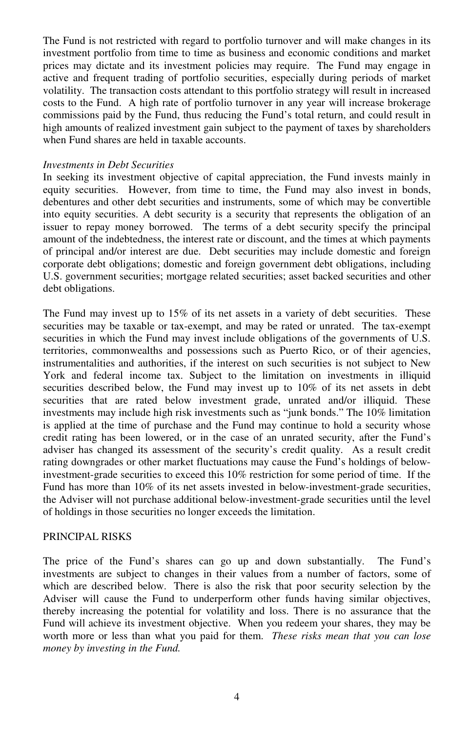The Fund is not restricted with regard to portfolio turnover and will make changes in its investment portfolio from time to time as business and economic conditions and market prices may dictate and its investment policies may require. The Fund may engage in active and frequent trading of portfolio securities, especially during periods of market volatility. The transaction costs attendant to this portfolio strategy will result in increased costs to the Fund. A high rate of portfolio turnover in any year will increase brokerage commissions paid by the Fund, thus reducing the Fund's total return, and could result in high amounts of realized investment gain subject to the payment of taxes by shareholders when Fund shares are held in taxable accounts.

*Investments in Debt Securities*

In seeking its investment objective of capital appreciation, the Fund invests mainly in equity securities. However, from time to time, the Fund may also invest in bonds, debentures and other debt securities and instruments, some of which may be convertible into equity securities. A debt security is a security that represents the obligation of an issuer to repay money borrowed. The terms of a debt security specify the principal amount of the indebtedness, the interest rate or discount, and the times at which payments of principal and/or interest are due. Debt securities may include domestic and foreign corporate debt obligations; domestic and foreign government debt obligations, including U.S. government securities; mortgage related securities; asset backed securities and other debt obligations.

The Fund may invest up to 15% of its net assets in a variety of debt securities. These securities may be taxable or tax-exempt, and may be rated or unrated. The tax-exempt securities in which the Fund may invest include obligations of the governments of U.S. territories, commonwealths and possessions such as Puerto Rico, or of their agencies, instrumentalities and authorities, if the interest on such securities is not subject to New York and federal income tax. Subject to the limitation on investments in illiquid securities described below, the Fund may invest up to 10% of its net assets in debt securities that are rated below investment grade, unrated and/or illiquid. These investments may include high risk investments such as "junk bonds." The 10% limitation is applied at the time of purchase and the Fund may continue to hold a security whose credit rating has been lowered, or in the case of an unrated security, after the Fund's adviser has changed its assessment of the security's credit quality. As a result credit rating downgrades or other market fluctuations may cause the Fund's holdings of below-investment-grade securities to exceed this 10% restriction for some period of time. If the Fund has more than 10% of its net assets invested in below-investment-grade securities, the Adviser will not purchase additional below-investment-grade securities until the level of holdings in those securities no longer exceeds the limitation.

## PRINCIPAL RISKS

The price of the Fund's shares can go up and down substantially. The Fund's investments are subject to changes in their values from a number of factors, some of which are described below. There is also the risk that poor security selection by the Adviser will cause the Fund to underperform other funds having similar objectives, thereby increasing the potential for volatility and loss. There is no assurance that the Fund will achieve its investment objective. When you redeem your shares, they may be worth more or less than what you paid for them. *These risks mean that you can lose money by investing in the Fund.*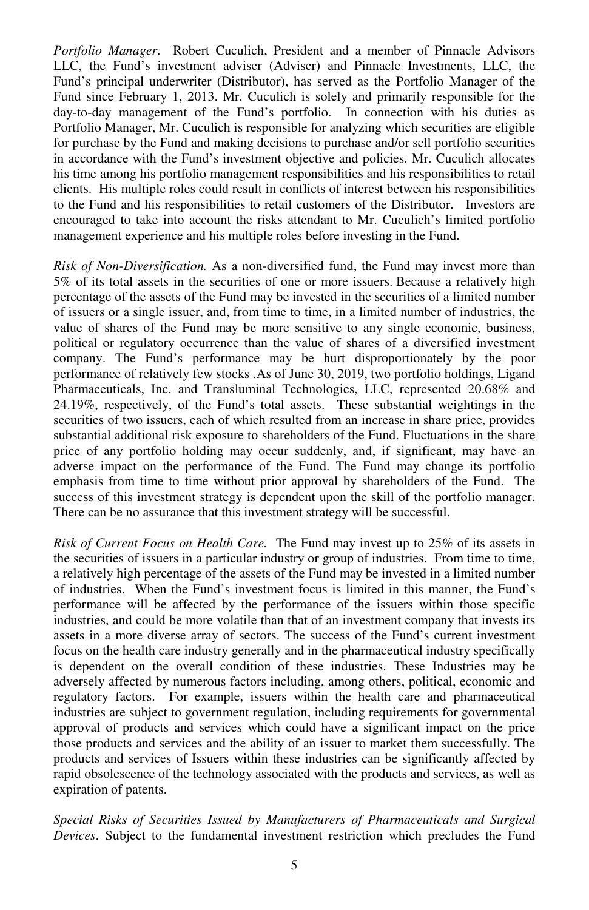*Portfolio Manager*. Robert Cuculich, President and a member of Pinnacle Advisors LLC, the Fund's investment adviser (Adviser) and Pinnacle Investments, LLC, the Fund's principal underwriter (Distributor), has served as the Portfolio Manager of the Fund since February 1, 2013. Mr. Cuculich is solely and primarily responsible for the day-to-day management of the Fund's portfolio. In connection with his duties as Portfolio Manager, Mr. Cuculich is responsible for analyzing which securities are eligible for purchase by the Fund and making decisions to purchase and/or sell portfolio securities in accordance with the Fund's investment objective and policies. Mr. Cuculich allocates his time among his portfolio management responsibilities and his responsibilities to retail clients. His multiple roles could result in conflicts of interest between his responsibilities to the Fund and his responsibilities to retail customers of the Distributor. Investors are encouraged to take into account the risks attendant to Mr. Cuculich's limited portfolio management experience and his multiple roles before investing in the Fund.

*Risk of Non-Diversification.* As a non-diversified fund, the Fund may invest more than 5% of its total assets in the securities of one or more issuers. Because a relatively high percentage of the assets of the Fund may be invested in the securities of a limited number of issuers or a single issuer, and, from time to time, in a limited number of industries, the value of shares of the Fund may be more sensitive to any single economic, business, political or regulatory occurrence than the value of shares of a diversified investment company. The Fund's performance may be hurt disproportionately by the poor performance of relatively few stocks .As of June 30, 2019, two portfolio holdings, Ligand Pharmaceuticals, Inc. and Transluminal Technologies, LLC, represented 20.68% and 24.19%, respectively, of the Fund's total assets. These substantial weightings in the securities of two issuers, each of which resulted from an increase in share price, provides substantial additional risk exposure to shareholders of the Fund. Fluctuations in the share price of any portfolio holding may occur suddenly, and, if significant, may have an adverse impact on the performance of the Fund. The Fund may change its portfolio emphasis from time to time without prior approval by shareholders of the Fund. The success of this investment strategy is dependent upon the skill of the portfolio manager. There can be no assurance that this investment strategy will be successful.

*Risk of Current Focus on Health Care.* The Fund may invest up to 25% of its assets in the securities of issuers in a particular industry or group of industries. From time to time, a relatively high percentage of the assets of the Fund may be invested in a limited number of industries. When the Fund's investment focus is limited in this manner, the Fund's performance will be affected by the performance of the issuers within those specific industries, and could be more volatile than that of an investment company that invests its assets in a more diverse array of sectors. The success of the Fund's current investment focus on the health care industry generally and in the pharmaceutical industry specifically is dependent on the overall condition of these industries. These Industries may be adversely affected by numerous factors including, among others, political, economic and regulatory factors. For example, issuers within the health care and pharmaceutical industries are subject to government regulation, including requirements for governmental approval of products and services which could have a significant impact on the price those products and services and the ability of an issuer to market them successfully. The products and services of Issuers within these industries can be significantly affected by rapid obsolescence of the technology associated with the products and services, as well as expiration of patents.

*Special Risks of Securities Issued by Manufacturers of Pharmaceuticals and Surgical Devices*. Subject to the fundamental investment restriction which precludes the Fund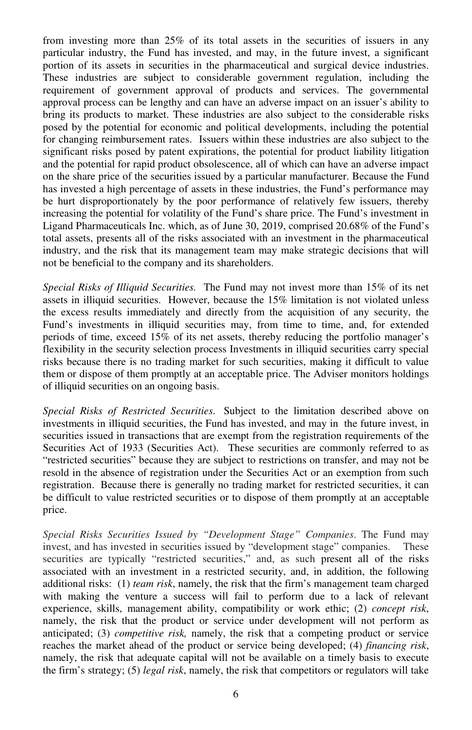from investing more than 25% of its total assets in the securities of issuers in any particular industry, the Fund has invested, and may, in the future invest, a significant portion of its assets in securities in the pharmaceutical and surgical device industries. These industries are subject to considerable government regulation, including the requirement of government approval of products and services. The governmental approval process can be lengthy and can have an adverse impact on an issuer's ability to bring its products to market. These industries are also subject to the considerable risks posed by the potential for economic and political developments, including the potential for changing reimbursement rates. Issuers within these industries are also subject to the significant risks posed by patent expirations, the potential for product liability litigation and the potential for rapid product obsolescence, all of which can have an adverse impact on the share price of the securities issued by a particular manufacturer. Because the Fund has invested a high percentage of assets in these industries, the Fund's performance may be hurt disproportionately by the poor performance of relatively few issuers, thereby increasing the potential for volatility of the Fund's share price. The Fund's investment in Ligand Pharmaceuticals Inc. which, as of June 30, 2019, comprised 20.68% of the Fund's total assets, presents all of the risks associated with an investment in the pharmaceutical industry, and the risk that its management team may make strategic decisions that will not be beneficial to the company and its shareholders.

*Special Risks of Illiquid Securities.* The Fund may not invest more than 15% of its net assets in illiquid securities. However, because the 15% limitation is not violated unless the excess results immediately and directly from the acquisition of any security, the Fund's investments in illiquid securities may, from time to time, and, for extended periods of time, exceed 15% of its net assets, thereby reducing the portfolio manager's flexibility in the security selection process Investments in illiquid securities carry special risks because there is no trading market for such securities, making it difficult to value them or dispose of them promptly at an acceptable price. The Adviser monitors holdings of illiquid securities on an ongoing basis.

*Special Risks of Restricted Securities.* Subject to the limitation described above on investments in illiquid securities, the Fund has invested, and may in the future invest, in securities issued in transactions that are exempt from the registration requirements of the Securities Act of 1933 (Securities Act). These securities are commonly referred to as "restricted securities" because they are subject to restrictions on transfer, and may not be resold in the absence of registration under the Securities Act or an exemption from such registration. Because there is generally no trading market for restricted securities, it can be difficult to value restricted securities or to dispose of them promptly at an acceptable price.

*Special Risks Securities Issued by "Development Stage" Companies.* The Fund may invest, and has invested in securities issued by "development stage" companies. These securities are typically "restricted securities," and, as such present all of the risks associated with an investment in a restricted security, and, in addition, the following additional risks: (1) *team risk*, namely, the risk that the firm's management team charged with making the venture a success will fail to perform due to a lack of relevant experience, skills, management ability, compatibility or work ethic; (2) *concept risk*, namely, the risk that the product or service under development will not perform as anticipated; (3) *competitive risk,* namely, the risk that a competing product or service reaches the market ahead of the product or service being developed; (4) *financing risk*, namely, the risk that adequate capital will not be available on a timely basis to execute the firm's strategy; (5) *legal risk*, namely, the risk that competitors or regulators will take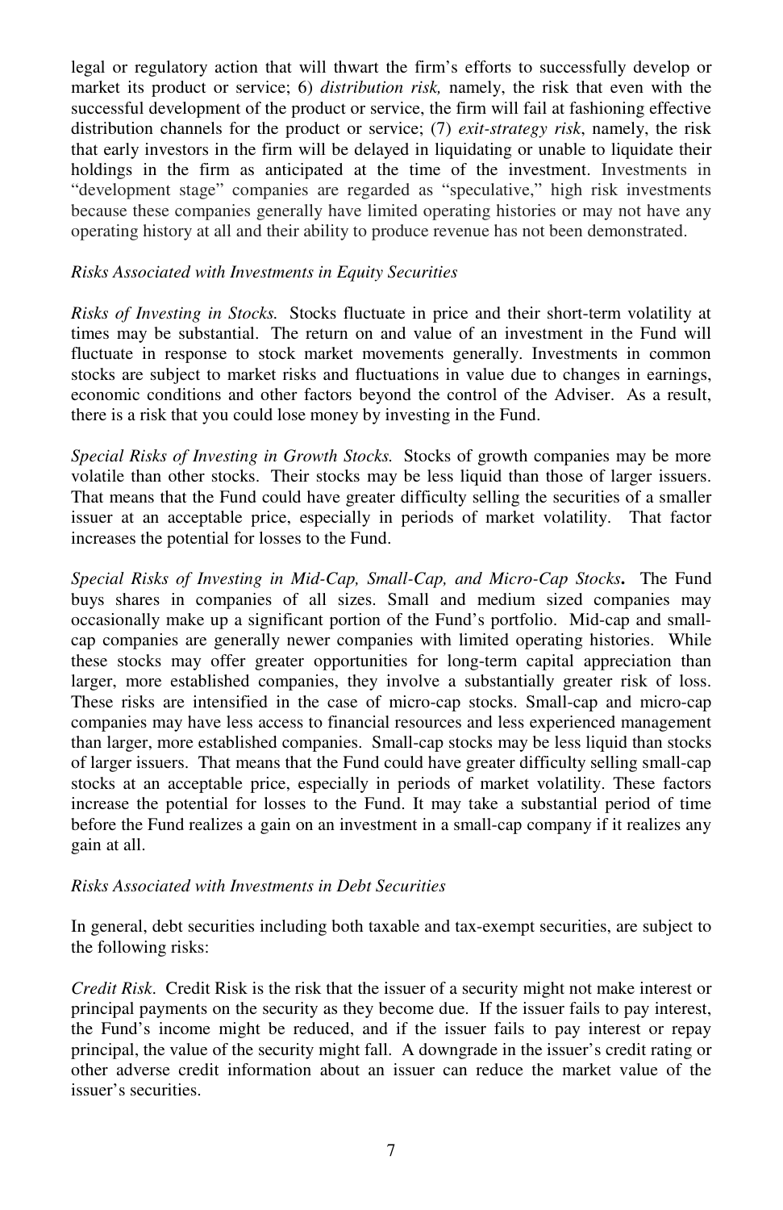legal or regulatory action that will thwart the firm's efforts to successfully develop or market its product or service; 6) *distribution risk,* namely, the risk that even with the successful development of the product or service, the firm will fail at fashioning effective distribution channels for the product or service; (7) *exit-strategy risk*, namely, the risk that early investors in the firm will be delayed in liquidating or unable to liquidate their holdings in the firm as anticipated at the time of the investment. Investments in "development stage" companies are regarded as "speculative," high risk investments because these companies generally have limited operating histories or may not have any operating history at all and their ability to produce revenue has not been demonstrated.

*Risks Associated with Investments in Equity Securities*

*Risks of Investing in Stocks.* Stocks fluctuate in price and their short-term volatility at times may be substantial. The return on and value of an investment in the Fund will fluctuate in response to stock market movements generally. Investments in common stocks are subject to market risks and fluctuations in value due to changes in earnings, economic conditions and other factors beyond the control of the Adviser. As a result, there is a risk that you could lose money by investing in the Fund.

*Special Risks of Investing in Growth Stocks.* Stocks of growth companies may be more volatile than other stocks. Their stocks may be less liquid than those of larger issuers. That means that the Fund could have greater difficulty selling the securities of a smaller issuer at an acceptable price, especially in periods of market volatility. That factor increases the potential for losses to the Fund.

*Special Risks of Investing in Mid-Cap, Small-Cap, and Micro-Cap Stocks***.** The Fund buys shares in companies of all sizes. Small and medium sized companies may occasionally make up a significant portion of the Fund's portfolio. Mid-cap and small-cap companies are generally newer companies with limited operating histories. While these stocks may offer greater opportunities for long-term capital appreciation than larger, more established companies, they involve a substantially greater risk of loss. These risks are intensified in the case of micro-cap stocks. Small-cap and micro-cap companies may have less access to financial resources and less experienced management than larger, more established companies. Small-cap stocks may be less liquid than stocks of larger issuers. That means that the Fund could have greater difficulty selling small-cap stocks at an acceptable price, especially in periods of market volatility. These factors increase the potential for losses to the Fund. It may take a substantial period of time before the Fund realizes a gain on an investment in a small-cap company if it realizes any gain at all.

*Risks Associated with Investments in Debt Securities*

In general, debt securities including both taxable and tax-exempt securities, are subject to the following risks:

*Credit Risk*. Credit Risk is the risk that the issuer of a security might not make interest or principal payments on the security as they become due. If the issuer fails to pay interest, the Fund's income might be reduced, and if the issuer fails to pay interest or repay principal, the value of the security might fall. A downgrade in the issuer's credit rating or other adverse credit information about an issuer can reduce the market value of the issuer's securities.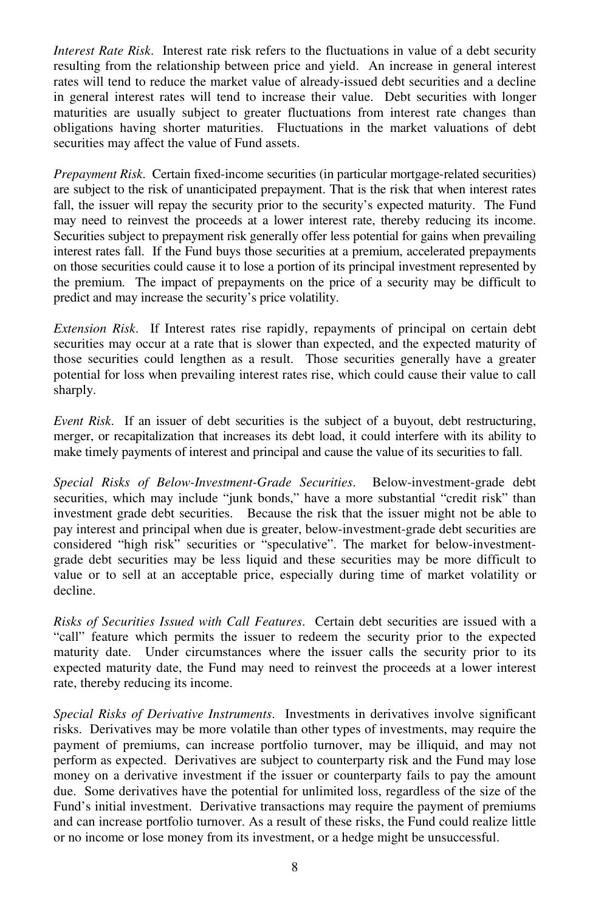*Interest Rate Risk*. Interest rate risk refers to the fluctuations in value of a debt security resulting from the relationship between price and yield. An increase in general interest rates will tend to reduce the market value of already-issued debt securities and a decline in general interest rates will tend to increase their value. Debt securities with longer maturities are usually subject to greater fluctuations from interest rate changes than obligations having shorter maturities. Fluctuations in the market valuations of debt securities may affect the value of Fund assets.

*Prepayment Risk*. Certain fixed-income securities (in particular mortgage-related securities) are subject to the risk of unanticipated prepayment. That is the risk that when interest rates fall, the issuer will repay the security prior to the security's expected maturity. The Fund may need to reinvest the proceeds at a lower interest rate, thereby reducing its income. Securities subject to prepayment risk generally offer less potential for gains when prevailing interest rates fall. If the Fund buys those securities at a premium, accelerated prepayments on those securities could cause it to lose a portion of its principal investment represented by the premium. The impact of prepayments on the price of a security may be difficult to predict and may increase the security's price volatility.

*Extension Risk*. If Interest rates rise rapidly, repayments of principal on certain debt securities may occur at a rate that is slower than expected, and the expected maturity of those securities could lengthen as a result. Those securities generally have a greater potential for loss when prevailing interest rates rise, which could cause their value to call sharply.

*Event Risk*. If an issuer of debt securities is the subject of a buyout, debt restructuring, merger, or recapitalization that increases its debt load, it could interfere with its ability to make timely payments of interest and principal and cause the value of its securities to fall.

*Special Risks of Below-Investment-Grade Securities*. Below-investment-grade debt securities, which may include "junk bonds," have a more substantial "credit risk" than investment grade debt securities. Because the risk that the issuer might not be able to pay interest and principal when due is greater, below-investment-grade debt securities are considered "high risk" securities or "speculative". The market for below-investment-grade debt securities may be less liquid and these securities may be more difficult to value or to sell at an acceptable price, especially during time of market volatility or decline.

*Risks of Securities Issued with Call Features*. Certain debt securities are issued with a "call" feature which permits the issuer to redeem the security prior to the expected maturity date. Under circumstances where the issuer calls the security prior to its expected maturity date, the Fund may need to reinvest the proceeds at a lower interest rate, thereby reducing its income.

*Special Risks of Derivative Instruments*. Investments in derivatives involve significant risks. Derivatives may be more volatile than other types of investments, may require the payment of premiums, can increase portfolio turnover, may be illiquid, and may not perform as expected. Derivatives are subject to counterparty risk and the Fund may lose money on a derivative investment if the issuer or counterparty fails to pay the amount due. Some derivatives have the potential for unlimited loss, regardless of the size of the Fund's initial investment. Derivative transactions may require the payment of premiums and can increase portfolio turnover. As a result of these risks, the Fund could realize little or no income or lose money from its investment, or a hedge might be unsuccessful.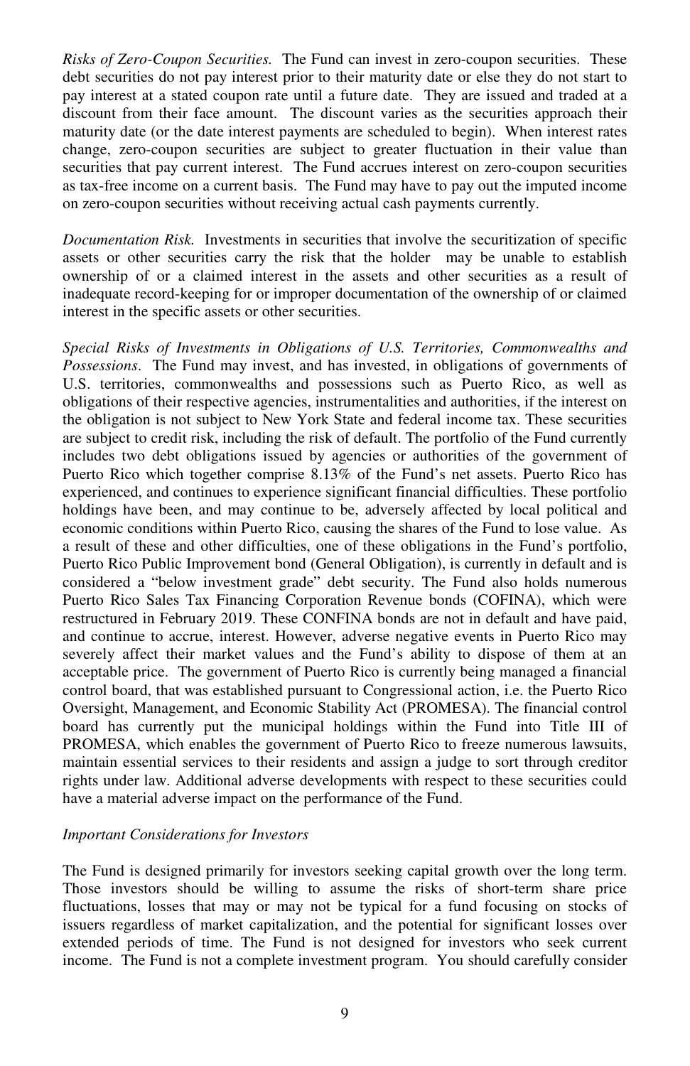*Risks of Zero-Coupon Securities.* The Fund can invest in zero-coupon securities. These debt securities do not pay interest prior to their maturity date or else they do not start to pay interest at a stated coupon rate until a future date. They are issued and traded at a discount from their face amount. The discount varies as the securities approach their maturity date (or the date interest payments are scheduled to begin). When interest rates change, zero-coupon securities are subject to greater fluctuation in their value than securities that pay current interest. The Fund accrues interest on zero-coupon securities as tax-free income on a current basis. The Fund may have to pay out the imputed income on zero-coupon securities without receiving actual cash payments currently.

*Documentation Risk.* Investments in securities that involve the securitization of specific assets or other securities carry the risk that the holder may be unable to establish ownership of or a claimed interest in the assets and other securities as a result of inadequate record-keeping for or improper documentation of the ownership of or claimed interest in the specific assets or other securities.

*Special Risks of Investments in Obligations of U.S. Territories, Commonwealths and Possessions*. The Fund may invest, and has invested, in obligations of governments of U.S. territories, commonwealths and possessions such as Puerto Rico, as well as obligations of their respective agencies, instrumentalities and authorities, if the interest on the obligation is not subject to New York State and federal income tax. These securities are subject to credit risk, including the risk of default. The portfolio of the Fund currently includes two debt obligations issued by agencies or authorities of the government of Puerto Rico which together comprise 8.13% of the Fund's net assets. Puerto Rico has experienced, and continues to experience significant financial difficulties. These portfolio holdings have been, and may continue to be, adversely affected by local political and economic conditions within Puerto Rico, causing the shares of the Fund to lose value. As a result of these and other difficulties, one of these obligations in the Fund's portfolio, Puerto Rico Public Improvement bond (General Obligation), is currently in default and is considered a "below investment grade" debt security. The Fund also holds numerous Puerto Rico Sales Tax Financing Corporation Revenue bonds (COFINA), which were restructured in February 2019. These CONFINA bonds are not in default and have paid, and continue to accrue, interest. However, adverse negative events in Puerto Rico may severely affect their market values and the Fund's ability to dispose of them at an acceptable price. The government of Puerto Rico is currently being managed a financial control board, that was established pursuant to Congressional action, i.e. the Puerto Rico Oversight, Management, and Economic Stability Act (PROMESA). The financial control board has currently put the municipal holdings within the Fund into Title III of PROMESA, which enables the government of Puerto Rico to freeze numerous lawsuits, maintain essential services to their residents and assign a judge to sort through creditor rights under law. Additional adverse developments with respect to these securities could have a material adverse impact on the performance of the Fund.

*Important Considerations for Investors*

The Fund is designed primarily for investors seeking capital growth over the long term. Those investors should be willing to assume the risks of short-term share price fluctuations, losses that may or may not be typical for a fund focusing on stocks of issuers regardless of market capitalization, and the potential for significant losses over extended periods of time. The Fund is not designed for investors who seek current income. The Fund is not a complete investment program. You should carefully consider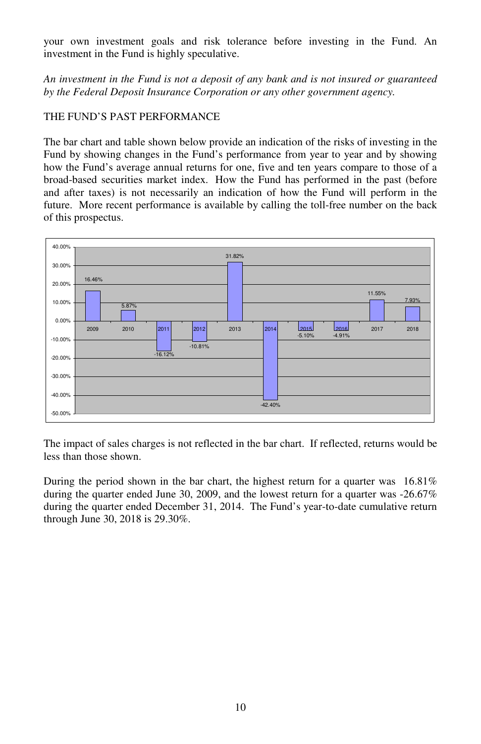your own investment goals and risk tolerance before investing in the Fund. An investment in the Fund is highly speculative.

*An investment in the Fund is not a deposit of any bank and is not insured or guaranteed by the Federal Deposit Insurance Corporation or any other government agency.*

THE FUND'S PAST PERFORMANCE

The bar chart and table shown below provide an indication of the risks of investing in the Fund by showing changes in the Fund's performance from year to year and by showing how the Fund's average annual returns for one, five and ten years compare to those of a broad-based securities market index. How the Fund has performed in the past (before and after taxes) is not necessarily an indication of how the Fund will perform in the future. More recent performance is available by calling the toll-free number on the back of this prospectus.

40.00%
30.00%
20.00%
10.00%
0.00%
-10.00%
-20.00%
-30.00%
-40.00%
-50.00%

2009 16.46%
2010 5.87%
2011 -16.12%
2012 -10.81%
2013 31.82%
2014 -42.40%
2015 -5.10%
2016 -4.91%
2017 11.55%
2018 7.93%

The impact of sales charges is not reflected in the bar chart. If reflected, returns would be less than those shown.

During the period shown in the bar chart, the highest return for a quarter was 16.81% during the quarter ended June 30, 2009, and the lowest return for a quarter was -26.67% during the quarter ended December 31, 2014. The Fund's year-to-date cumulative return through June 30, 2018 is 29.30%.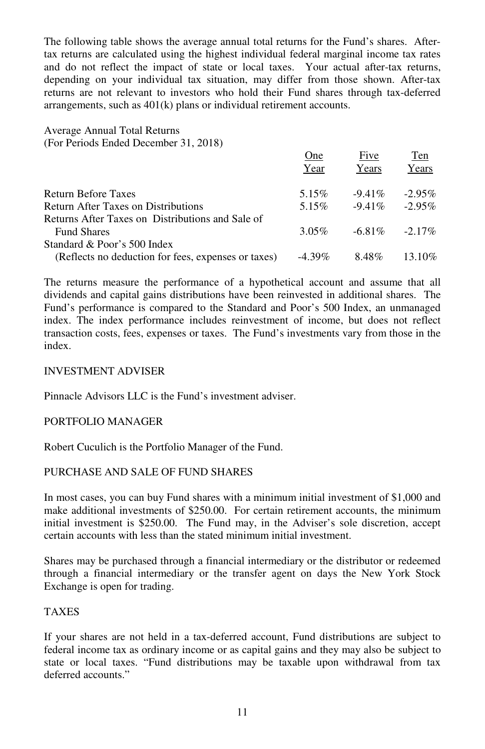The following table shows the average annual total returns for the Fund's shares. After-tax returns are calculated using the highest individual federal marginal income tax rates and do not reflect the impact of state or local taxes. Your actual after-tax returns, depending on your individual tax situation, may differ from those shown. After-tax returns are not relevant to investors who hold their Fund shares through tax-deferred arrangements, such as 401(k) plans or individual retirement accounts.

Average Annual Total Returns
(For Periods Ended December 31, 2018)

| | One Year | Five Years | Ten Years |
|---|---|---|---|
| Return Before Taxes | 5.15% | -9.41% | -2.95% |
| Return After Taxes on Distributions | 5.15% | -9.41% | -2.95% |
| Returns After Taxes on Distributions and Sale of Fund Shares | 3.05% | -6.81% | -2.17% |
| Standard & Poor's 500 Index (Reflects no deduction for fees, expenses or taxes) | -4.39% | 8.48% | 13.10% |

The returns measure the performance of a hypothetical account and assume that all dividends and capital gains distributions have been reinvested in additional shares. The Fund's performance is compared to the Standard and Poor's 500 Index, an unmanaged index. The index performance includes reinvestment of income, but does not reflect transaction costs, fees, expenses or taxes. The Fund's investments vary from those in the index.

## INVESTMENT ADVISER

Pinnacle Advisors LLC is the Fund's investment adviser.

## PORTFOLIO MANAGER

Robert Cuculich is the Portfolio Manager of the Fund.

## PURCHASE AND SALE OF FUND SHARES

In most cases, you can buy Fund shares with a minimum initial investment of $1,000 and make additional investments of $250.00. For certain retirement accounts, the minimum initial investment is $250.00. The Fund may, in the Adviser's sole discretion, accept certain accounts with less than the stated minimum initial investment.

Shares may be purchased through a financial intermediary or the distributor or redeemed through a financial intermediary or the transfer agent on days the New York Stock Exchange is open for trading.

## TAXES

If your shares are not held in a tax-deferred account, Fund distributions are subject to federal income tax as ordinary income or as capital gains and they may also be subject to state or local taxes. "Fund distributions may be taxable upon withdrawal from tax deferred accounts."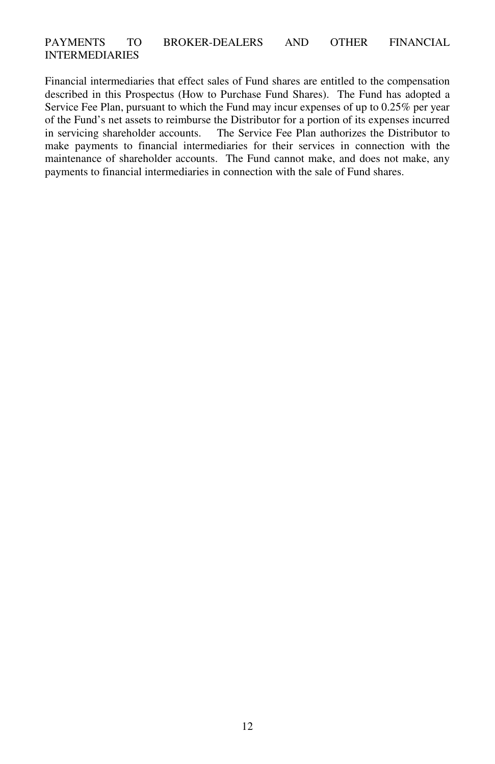## PAYMENTS TO BROKER-DEALERS AND OTHER FINANCIAL INTERMEDIARIES

Financial intermediaries that effect sales of Fund shares are entitled to the compensation described in this Prospectus (How to Purchase Fund Shares). The Fund has adopted a Service Fee Plan, pursuant to which the Fund may incur expenses of up to 0.25% per year of the Fund's net assets to reimburse the Distributor for a portion of its expenses incurred in servicing shareholder accounts. The Service Fee Plan authorizes the Distributor to make payments to financial intermediaries for their services in connection with the maintenance of shareholder accounts. The Fund cannot make, and does not make, any payments to financial intermediaries in connection with the sale of Fund shares.